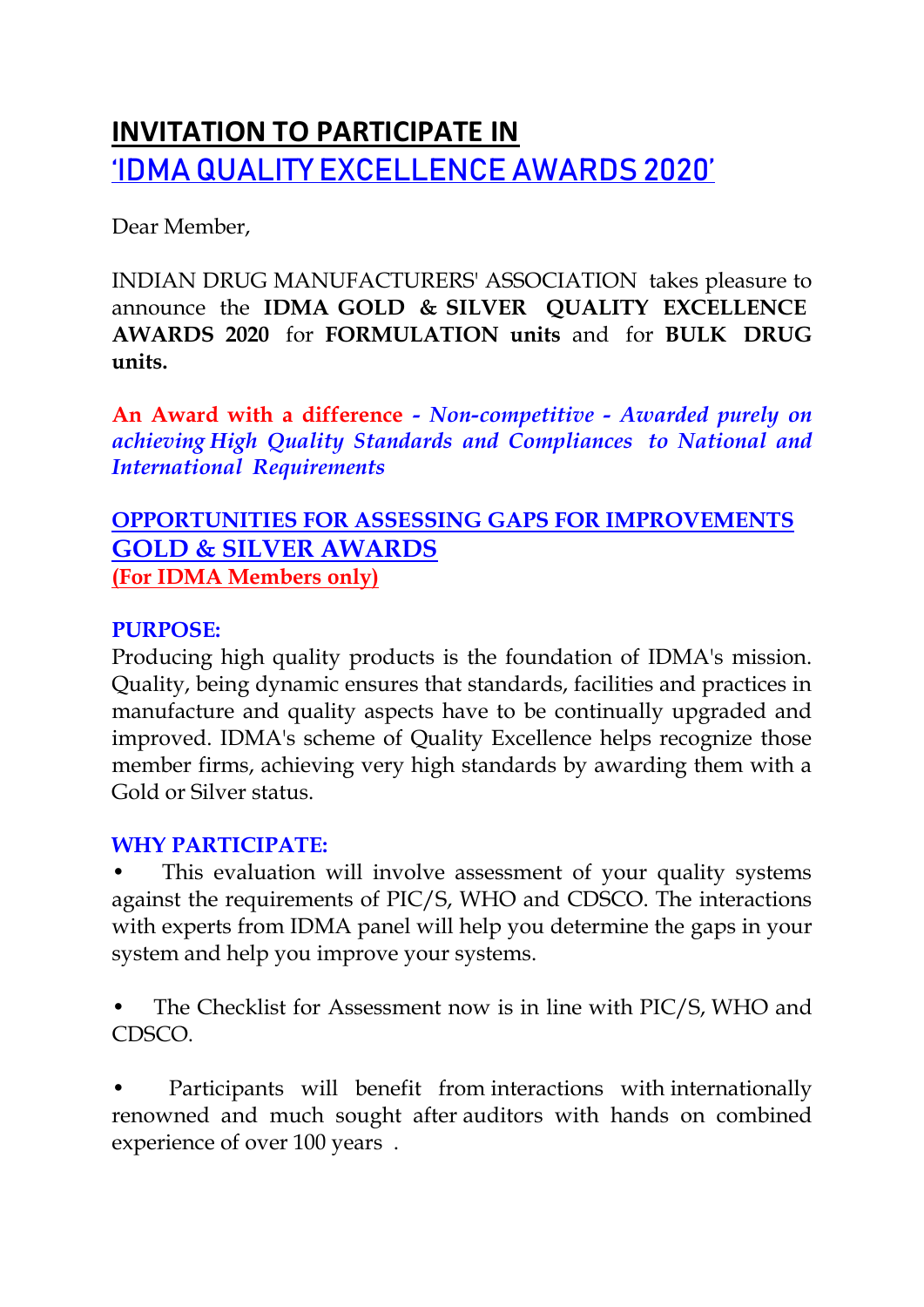# INVITATION TO PARTICIPATE IN
# 'IDMA QUALITY EXCELLENCE AWARDS 2020'

Dear Member,

INDIAN DRUG MANUFACTURERS' ASSOCIATION takes pleasure to announce the **IDMA GOLD & SILVER QUALITY EXCELLENCE AWARDS 2020** for **FORMULATION units** and for **BULK DRUG units.**

**An Award with a difference** - *Non-competitive - Awarded purely on achieving High Quality Standards and Compliances to National and International Requirements*

## OPPORTUNITIES FOR ASSESSING GAPS FOR IMPROVEMENTS
## GOLD & SILVER AWARDS
**(For IDMA Members only)**

### PURPOSE:

Producing high quality products is the foundation of IDMA's mission. Quality, being dynamic ensures that standards, facilities and practices in manufacture and quality aspects have to be continually upgraded and improved. IDMA's scheme of Quality Excellence helps recognize those member firms, achieving very high standards by awarding them with a Gold or Silver status.

### WHY PARTICIPATE:

- This evaluation will involve assessment of your quality systems against the requirements of PIC/S, WHO and CDSCO. The interactions with experts from IDMA panel will help you determine the gaps in your system and help you improve your systems.

- The Checklist for Assessment now is in line with PIC/S, WHO and CDSCO.

- Participants will benefit from interactions with internationally renowned and much sought after auditors with hands on combined experience of over 100 years .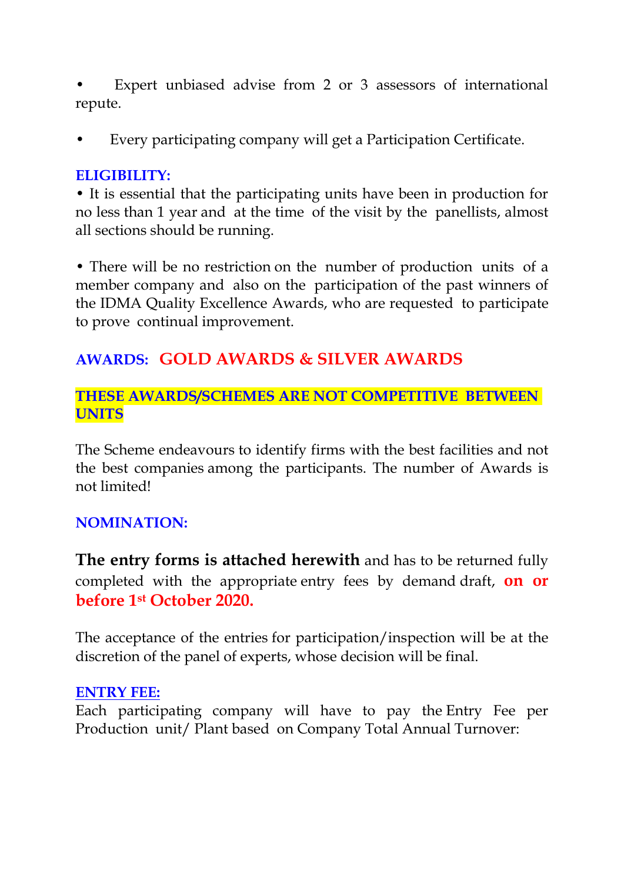- Expert unbiased advise from 2 or 3 assessors of international repute.

- Every participating company will get a Participation Certificate.

**ELIGIBILITY:**

- It is essential that the participating units have been in production for no less than 1 year and at the time of the visit by the panellists, almost all sections should be running.

- There will be no restriction on the number of production units of a member company and also on the participation of the past winners of the IDMA Quality Excellence Awards, who are requested to participate to prove continual improvement.

**AWARDS: GOLD AWARDS & SILVER AWARDS**

**THESE AWARDS/SCHEMES ARE NOT COMPETITIVE BETWEEN UNITS**

The Scheme endeavours to identify firms with the best facilities and not the best companies among the participants. The number of Awards is not limited!

**NOMINATION:**

**The entry forms is attached herewith** and has to be returned fully completed with the appropriate entry fees by demand draft, **on or before 1st October 2020.**

The acceptance of the entries for participation/inspection will be at the discretion of the panel of experts, whose decision will be final.

**ENTRY FEE:**

Each participating company will have to pay the Entry Fee per Production unit/ Plant based on Company Total Annual Turnover: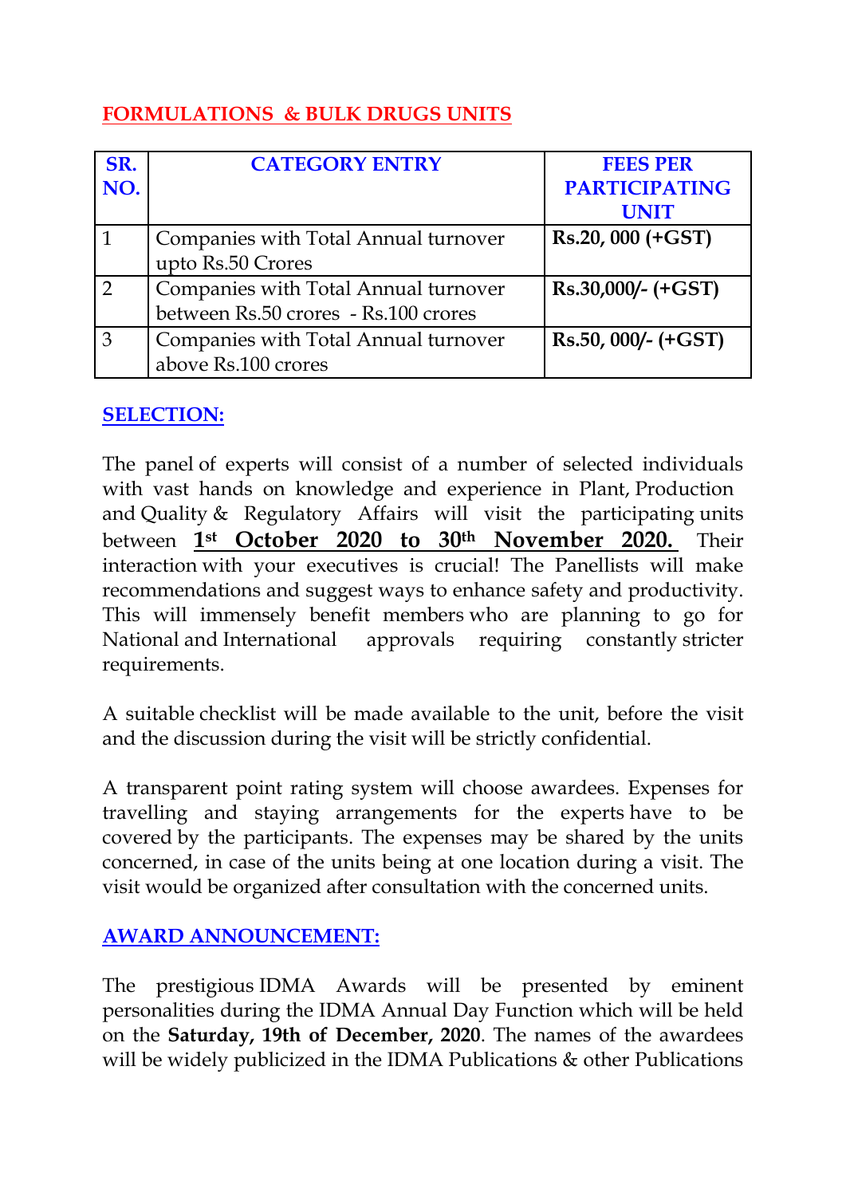## FORMULATIONS & BULK DRUGS UNITS

| SR. NO. | CATEGORY ENTRY | FEES PER PARTICIPATING UNIT |
|---|---|---|
| 1 | Companies with Total Annual turnover upto Rs.50 Crores | **Rs.20, 000 (+GST)** |
| 2 | Companies with Total Annual turnover between Rs.50 crores - Rs.100 crores | **Rs.30,000/- (+GST)** |
| 3 | Companies with Total Annual turnover above Rs.100 crores | **Rs.50, 000/- (+GST)** |

## SELECTION:

The panel of experts will consist of a number of selected individuals with vast hands on knowledge and experience in Plant, Production and Quality & Regulatory Affairs will visit the participating units between **1st October 2020 to 30th November 2020.** Their interaction with your executives is crucial! The Panellists will make recommendations and suggest ways to enhance safety and productivity. This will immensely benefit members who are planning to go for National and International approvals requiring constantly stricter requirements.

A suitable checklist will be made available to the unit, before the visit and the discussion during the visit will be strictly confidential.

A transparent point rating system will choose awardees. Expenses for travelling and staying arrangements for the experts have to be covered by the participants. The expenses may be shared by the units concerned, in case of the units being at one location during a visit. The visit would be organized after consultation with the concerned units.

## AWARD ANNOUNCEMENT:

The prestigious IDMA Awards will be presented by eminent personalities during the IDMA Annual Day Function which will be held on the **Saturday, 19th of December, 2020**. The names of the awardees will be widely publicized in the IDMA Publications & other Publications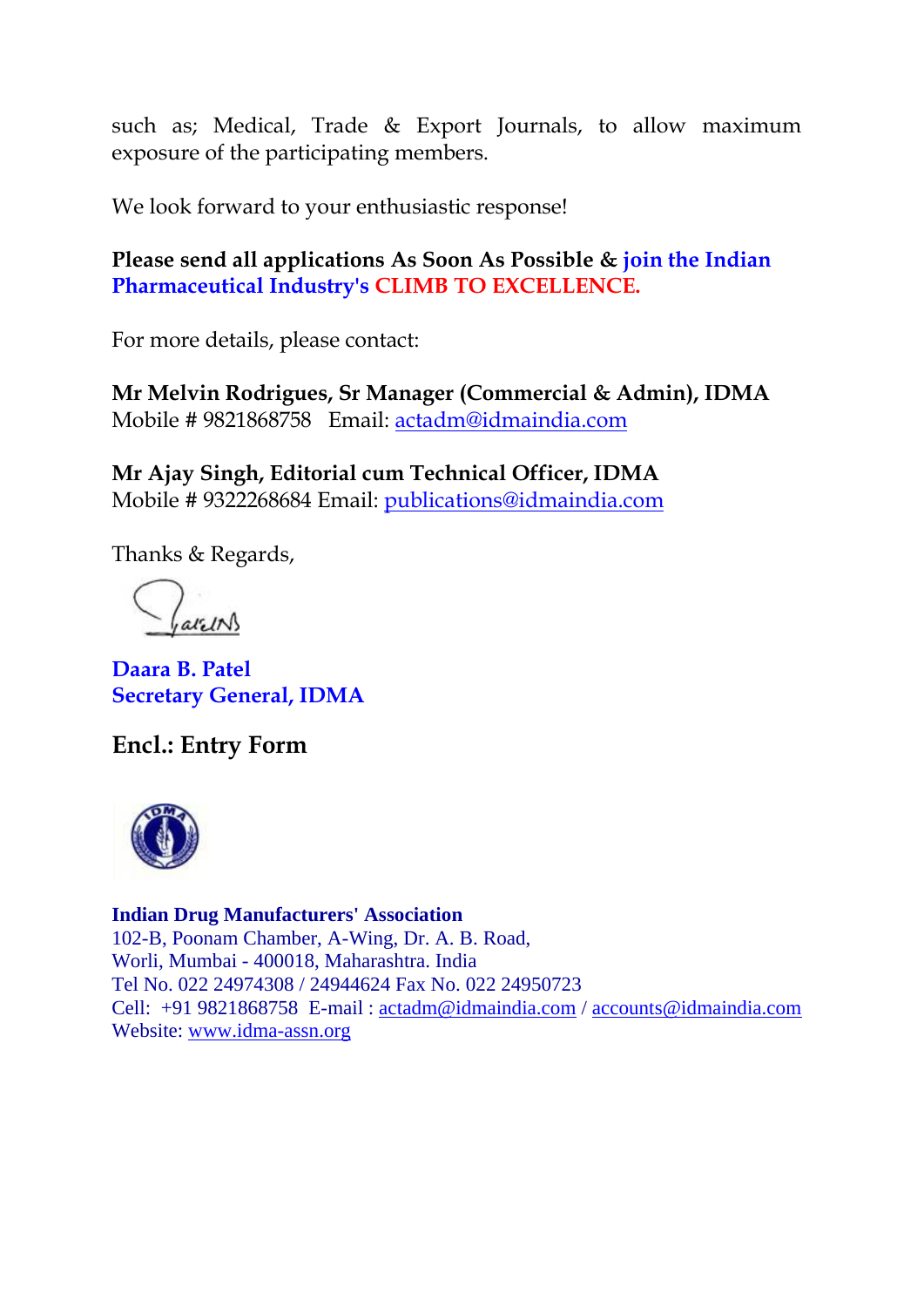such as; Medical, Trade & Export Journals, to allow maximum exposure of the participating members.

We look forward to your enthusiastic response!

**Please send all applications As Soon As Possible & join the Indian Pharmaceutical Industry's CLIMB TO EXCELLENCE.**

For more details, please contact:

**Mr Melvin Rodrigues, Sr Manager (Commercial & Admin), IDMA**
Mobile # 9821868758   Email: actadm@idmaindia.com

**Mr Ajay Singh, Editorial cum Technical Officer, IDMA**
Mobile # 9322268684 Email: publications@idmaindia.com

Thanks & Regards,

**Daara B. Patel**
**Secretary General, IDMA**

## Encl.: Entry Form

**Indian Drug Manufacturers' Association**
102-B, Poonam Chamber, A-Wing, Dr. A. B. Road,
Worli, Mumbai - 400018, Maharashtra. India
Tel No. 022 24974308 / 24944624 Fax No. 022 24950723
Cell: +91 9821868758 E-mail : actadm@idmaindia.com / accounts@idmaindia.com
Website: www.idma-assn.org